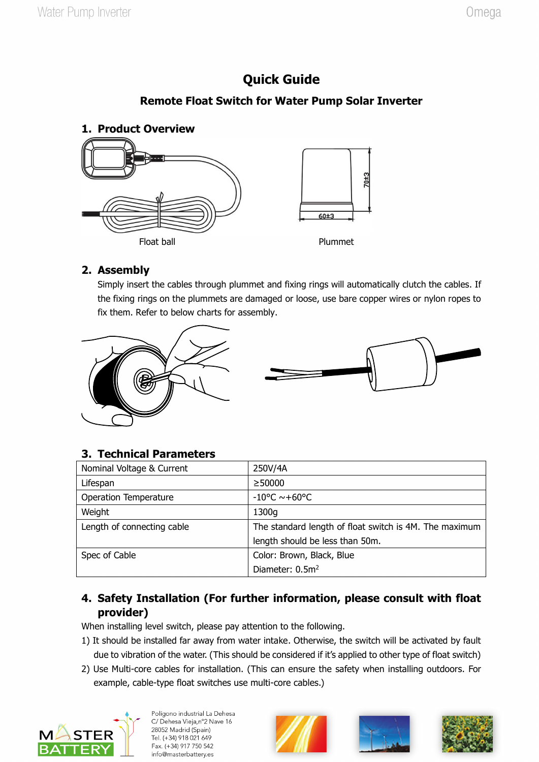# Quick Guide

## Remote Float Switch for Water Pump Solar Inverter

## 1. Product Overview

Float ball

Plummet

## 2. Assembly

Simply insert the cables through plummet and fixing rings will automatically clutch the cables. If the fixing rings on the plummets are damaged or loose, use bare copper wires or nylon ropes to fix them. Refer to below charts for assembly.

## 3. Technical Parameters

| | |
|---|---|
| Nominal Voltage & Current | 250V/4A |
| Lifespan | ≥50000 |
| Operation Temperature | -10°C ~+60°C |
| Weight | 1300g |
| Length of connecting cable | The standard length of float switch is 4M. The maximum length should be less than 50m. |
| Spec of Cable | Color: Brown, Black, Blue<br>Diameter: 0.5m$^2$ |

## 4. Safety Installation (For further information, please consult with float provider)

When installing level switch, please pay attention to the following.

1) It should be installed far away from water intake. Otherwise, the switch will be activated by fault due to vibration of the water. (This should be considered if it's applied to other type of float switch)
2) Use Multi-core cables for installation. (This can ensure the safety when installing outdoors. For example, cable-type float switches use multi-core cables.)

Poligono industrial La Dehesa
C/ Dehesa Vieja,n°2 Nave 16
28052 Madrid (Spain)
Tel. (+34) 918 021 649
Fax. (+34) 917 750 542
info@masterbattery.es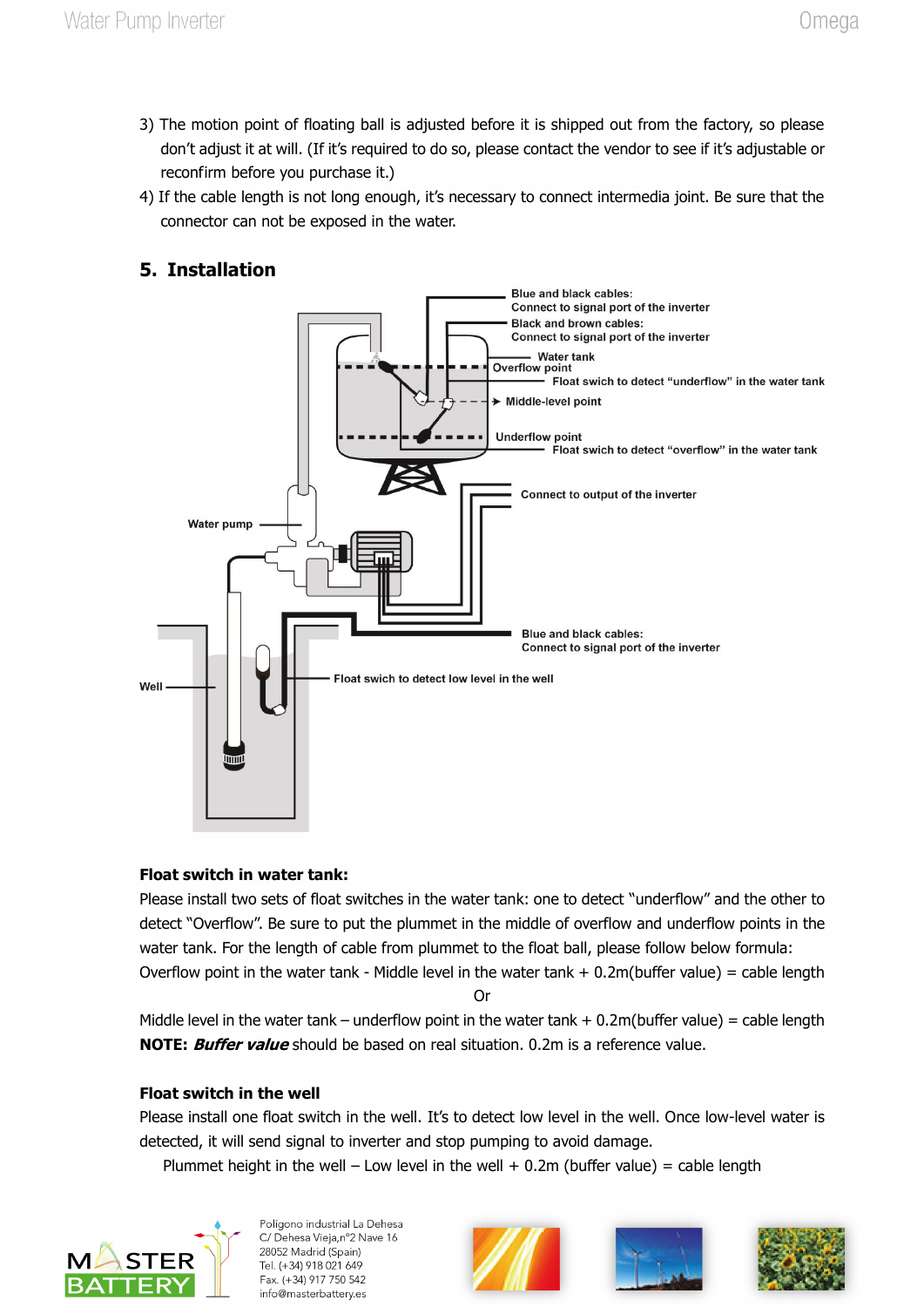3) The motion point of floating ball is adjusted before it is shipped out from the factory, so please don't adjust it at will. (If it's required to do so, please contact the vendor to see if it's adjustable or reconfirm before you purchase it.)

4) If the cable length is not long enough, it's necessary to connect intermedia joint. Be sure that the connector can not be exposed in the water.

## 5. Installation

Blue and black cables: Connect to signal port of the inverter

Black and brown cables: Connect to signal port of the inverter

Water tank

Overflow point

Float swich to detect "underflow" in the water tank

Middle-level point

Underflow point

Float swich to detect "overflow" in the water tank

Connect to output of the inverter

Water pump

Blue and black cables: Connect to signal port of the inverter

Float swich to detect low level in the well

Well

**Float switch in water tank:**

Please install two sets of float switches in the water tank: one to detect "underflow" and the other to detect "Overflow". Be sure to put the plummet in the middle of overflow and underflow points in the water tank. For the length of cable from plummet to the float ball, please follow below formula:

Overflow point in the water tank - Middle level in the water tank + 0.2m(buffer value) = cable length

Or

Middle level in the water tank – underflow point in the water tank + 0.2m(buffer value) = cable length

**NOTE:** ***Buffer value*** should be based on real situation. 0.2m is a reference value.

**Float switch in the well**

Please install one float switch in the well. It's to detect low level in the well. Once low-level water is detected, it will send signal to inverter and stop pumping to avoid damage.

Plummet height in the well – Low level in the well + 0.2m (buffer value) = cable length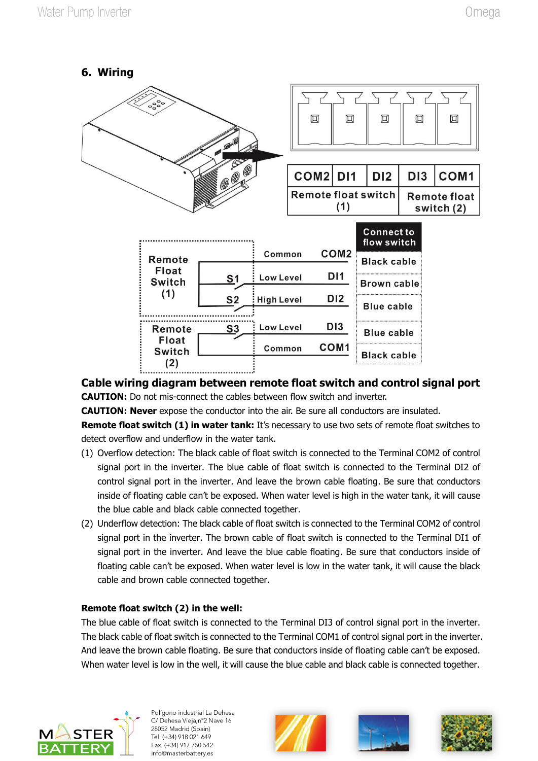## 6. Wiring

| COM2 | DI1 | DI2 | DI3 | COM1 |
|---|---|---|---|---|
| Remote float switch (1) | | | Remote float switch (2) | |

Remote Float Switch (1)

S1

S2

Remote Float Switch (2)

S3

Common COM2

Low Level DI1

High Level DI2

Low Level DI3

Common COM1

Connect to flow switch

Black cable

Brown cable

Blue cable

Blue cable

Black cable

**Cable wiring diagram between remote float switch and control signal port**

**CAUTION:** Do not mis-connect the cables between flow switch and inverter.

**CAUTION: Never** expose the conductor into the air. Be sure all conductors are insulated.

**Remote float switch (1) in water tank:** It's necessary to use two sets of remote float switches to detect overflow and underflow in the water tank.

(1) Overflow detection: The black cable of float switch is connected to the Terminal COM2 of control signal port in the inverter. The blue cable of float switch is connected to the Terminal DI2 of control signal port in the inverter. And leave the brown cable floating. Be sure that conductors inside of floating cable can't be exposed. When water level is high in the water tank, it will cause the blue cable and black cable connected together.

(2) Underflow detection: The black cable of float switch is connected to the Terminal COM2 of control signal port in the inverter. The brown cable of float switch is connected to the Terminal DI1 of signal port in the inverter. And leave the blue cable floating. Be sure that conductors inside of floating cable can't be exposed. When water level is low in the water tank, it will cause the black cable and brown cable connected together.

**Remote float switch (2) in the well:**

The blue cable of float switch is connected to the Terminal DI3 of control signal port in the inverter. The black cable of float switch is connected to the Terminal COM1 of control signal port in the inverter. And leave the brown cable floating. Be sure that conductors inside of floating cable can't be exposed. When water level is low in the well, it will cause the blue cable and black cable is connected together.